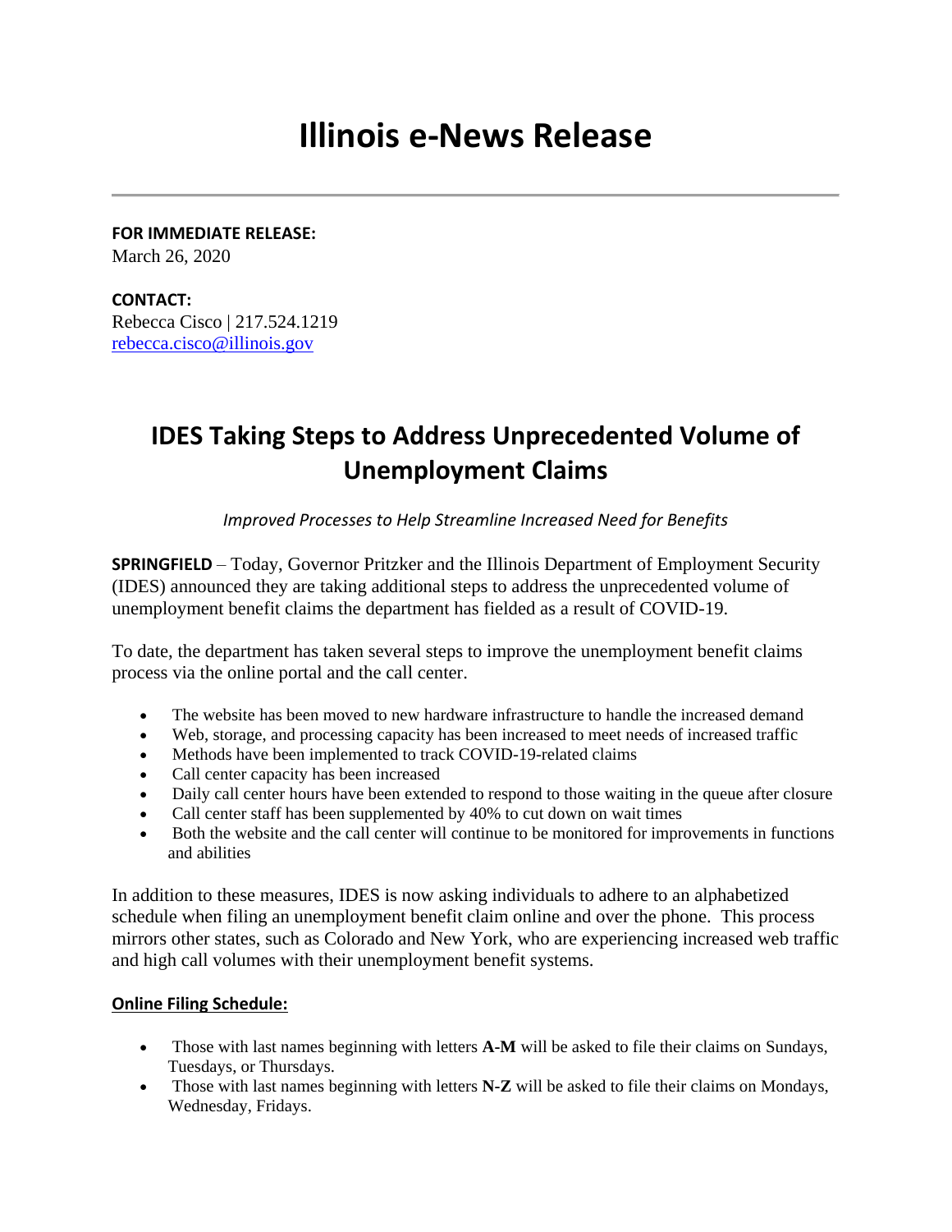# Illinois e-News Release

**FOR IMMEDIATE RELEASE:**
March 26, 2020

**CONTACT:**
Rebecca Cisco | 217.524.1219
rebecca.cisco@illinois.gov

## IDES Taking Steps to Address Unprecedented Volume of Unemployment Claims

*Improved Processes to Help Streamline Increased Need for Benefits*

**SPRINGFIELD** – Today, Governor Pritzker and the Illinois Department of Employment Security (IDES) announced they are taking additional steps to address the unprecedented volume of unemployment benefit claims the department has fielded as a result of COVID-19.

To date, the department has taken several steps to improve the unemployment benefit claims process via the online portal and the call center.

- The website has been moved to new hardware infrastructure to handle the increased demand
- Web, storage, and processing capacity has been increased to meet needs of increased traffic
- Methods have been implemented to track COVID-19-related claims
- Call center capacity has been increased
- Daily call center hours have been extended to respond to those waiting in the queue after closure
- Call center staff has been supplemented by 40% to cut down on wait times
- Both the website and the call center will continue to be monitored for improvements in functions and abilities

In addition to these measures, IDES is now asking individuals to adhere to an alphabetized schedule when filing an unemployment benefit claim online and over the phone. This process mirrors other states, such as Colorado and New York, who are experiencing increased web traffic and high call volumes with their unemployment benefit systems.

**Online Filing Schedule:**

- Those with last names beginning with letters **A-M** will be asked to file their claims on Sundays, Tuesdays, or Thursdays.
- Those with last names beginning with letters **N-Z** will be asked to file their claims on Mondays, Wednesday, Fridays.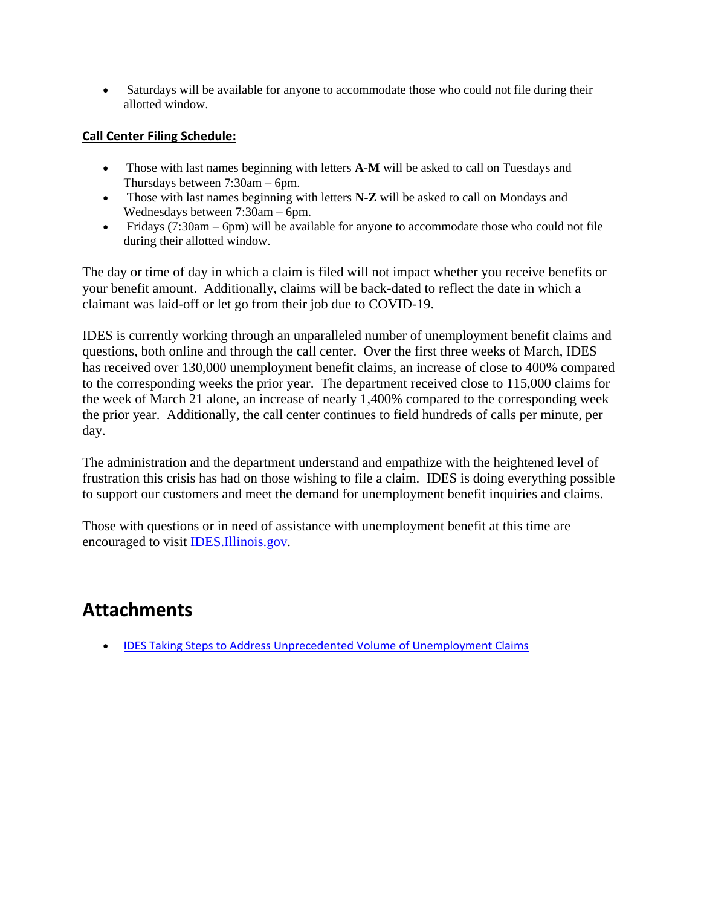- Saturdays will be available for anyone to accommodate those who could not file during their allotted window.

**Call Center Filing Schedule:**

- Those with last names beginning with letters **A-M** will be asked to call on Tuesdays and Thursdays between 7:30am – 6pm.
- Those with last names beginning with letters **N-Z** will be asked to call on Mondays and Wednesdays between 7:30am – 6pm.
- Fridays (7:30am – 6pm) will be available for anyone to accommodate those who could not file during their allotted window.

The day or time of day in which a claim is filed will not impact whether you receive benefits or your benefit amount. Additionally, claims will be back-dated to reflect the date in which a claimant was laid-off or let go from their job due to COVID-19.

IDES is currently working through an unparalleled number of unemployment benefit claims and questions, both online and through the call center. Over the first three weeks of March, IDES has received over 130,000 unemployment benefit claims, an increase of close to 400% compared to the corresponding weeks the prior year. The department received close to 115,000 claims for the week of March 21 alone, an increase of nearly 1,400% compared to the corresponding week the prior year. Additionally, the call center continues to field hundreds of calls per minute, per day.

The administration and the department understand and empathize with the heightened level of frustration this crisis has had on those wishing to file a claim. IDES is doing everything possible to support our customers and meet the demand for unemployment benefit inquiries and claims.

Those with questions or in need of assistance with unemployment benefit at this time are encouraged to visit IDES.Illinois.gov.

## Attachments

- IDES Taking Steps to Address Unprecedented Volume of Unemployment Claims